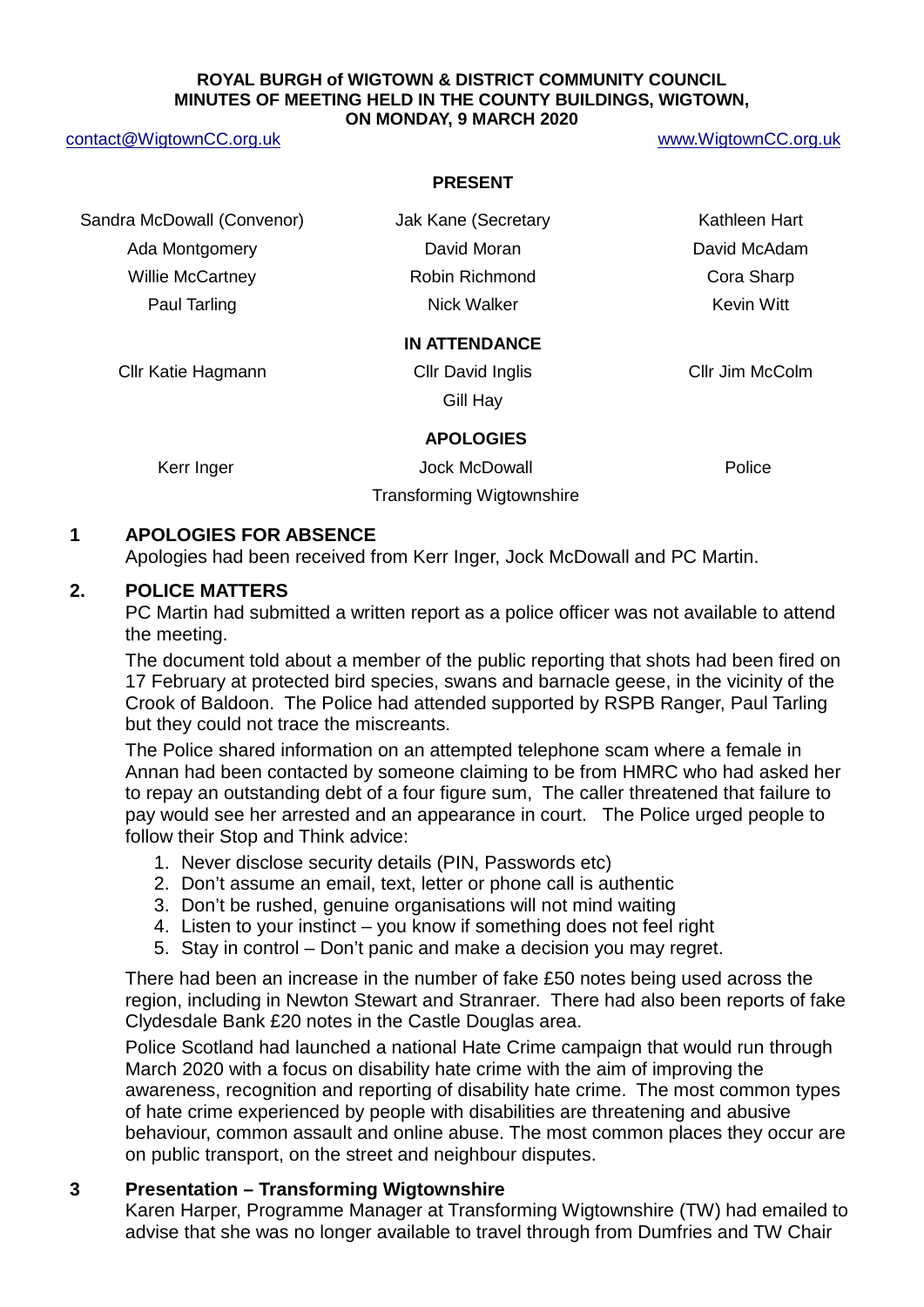**ROYAL BURGH of WIGTOWN & DISTRICT COMMUNITY COUNCIL**
**MINUTES OF MEETING HELD IN THE COUNTY BUILDINGS, WIGTOWN,**
**ON MONDAY, 9 MARCH 2020**

contact@WigtownCC.org.uk www.WigtownCC.org.uk

**PRESENT**

| | | |
|---|---|---|
| Sandra McDowall (Convenor) | Jak Kane (Secretary | Kathleen Hart |
| Ada Montgomery | David Moran | David McAdam |
| Willie McCartney | Robin Richmond | Cora Sharp |
| Paul Tarling | Nick Walker | Kevin Witt |

**IN ATTENDANCE**

| | | |
|---|---|---|
| Cllr Katie Hagmann | Cllr David Inglis | Cllr Jim McColm |
| | Gill Hay | |

**APOLOGIES**

| | | |
|---|---|---|
| Kerr Inger | Jock McDowall | Police |
| | Transforming Wigtownshire | |

## 1 APOLOGIES FOR ABSENCE

Apologies had been received from Kerr Inger, Jock McDowall and PC Martin.

## 2. POLICE MATTERS

PC Martin had submitted a written report as a police officer was not available to attend the meeting.

The document told about a member of the public reporting that shots had been fired on 17 February at protected bird species, swans and barnacle geese, in the vicinity of the Crook of Baldoon. The Police had attended supported by RSPB Ranger, Paul Tarling but they could not trace the miscreants.

The Police shared information on an attempted telephone scam where a female in Annan had been contacted by someone claiming to be from HMRC who had asked her to repay an outstanding debt of a four figure sum, The caller threatened that failure to pay would see her arrested and an appearance in court. The Police urged people to follow their Stop and Think advice:

1. Never disclose security details (PIN, Passwords etc)
2. Don't assume an email, text, letter or phone call is authentic
3. Don't be rushed, genuine organisations will not mind waiting
4. Listen to your instinct – you know if something does not feel right
5. Stay in control – Don't panic and make a decision you may regret.

There had been an increase in the number of fake £50 notes being used across the region, including in Newton Stewart and Stranraer. There had also been reports of fake Clydesdale Bank £20 notes in the Castle Douglas area.

Police Scotland had launched a national Hate Crime campaign that would run through March 2020 with a focus on disability hate crime with the aim of improving the awareness, recognition and reporting of disability hate crime. The most common types of hate crime experienced by people with disabilities are threatening and abusive behaviour, common assault and online abuse. The most common places they occur are on public transport, on the street and neighbour disputes.

## 3 Presentation – Transforming Wigtownshire

Karen Harper, Programme Manager at Transforming Wigtownshire (TW) had emailed to advise that she was no longer available to travel through from Dumfries and TW Chair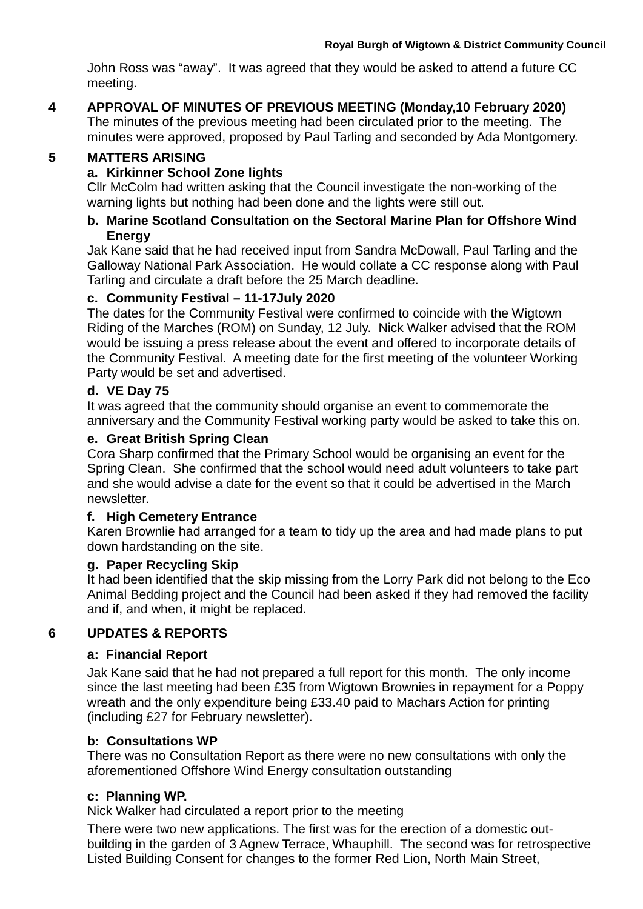John Ross was “away”. It was agreed that they would be asked to attend a future CC meeting.

## 4 APPROVAL OF MINUTES OF PREVIOUS MEETING (Monday,10 February 2020)

The minutes of the previous meeting had been circulated prior to the meeting. The minutes were approved, proposed by Paul Tarling and seconded by Ada Montgomery.

## 5 MATTERS ARISING

### a. Kirkinner School Zone lights

Cllr McColm had written asking that the Council investigate the non-working of the warning lights but nothing had been done and the lights were still out.

### b. Marine Scotland Consultation on the Sectoral Marine Plan for Offshore Wind Energy

Jak Kane said that he had received input from Sandra McDowall, Paul Tarling and the Galloway National Park Association. He would collate a CC response along with Paul Tarling and circulate a draft before the 25 March deadline.

### c. Community Festival – 11-17July 2020

The dates for the Community Festival were confirmed to coincide with the Wigtown Riding of the Marches (ROM) on Sunday, 12 July. Nick Walker advised that the ROM would be issuing a press release about the event and offered to incorporate details of the Community Festival. A meeting date for the first meeting of the volunteer Working Party would be set and advertised.

### d. VE Day 75

It was agreed that the community should organise an event to commemorate the anniversary and the Community Festival working party would be asked to take this on.

### e. Great British Spring Clean

Cora Sharp confirmed that the Primary School would be organising an event for the Spring Clean. She confirmed that the school would need adult volunteers to take part and she would advise a date for the event so that it could be advertised in the March newsletter.

### f. High Cemetery Entrance

Karen Brownlie had arranged for a team to tidy up the area and had made plans to put down hardstanding on the site.

### g. Paper Recycling Skip

It had been identified that the skip missing from the Lorry Park did not belong to the Eco Animal Bedding project and the Council had been asked if they had removed the facility and if, and when, it might be replaced.

## 6 UPDATES & REPORTS

### a: Financial Report

Jak Kane said that he had not prepared a full report for this month. The only income since the last meeting had been £35 from Wigtown Brownies in repayment for a Poppy wreath and the only expenditure being £33.40 paid to Machars Action for printing (including £27 for February newsletter).

### b: Consultations WP

There was no Consultation Report as there were no new consultations with only the aforementioned Offshore Wind Energy consultation outstanding

### c: Planning WP.

Nick Walker had circulated a report prior to the meeting

There were two new applications. The first was for the erection of a domestic out-building in the garden of 3 Agnew Terrace, Whauphill. The second was for retrospective Listed Building Consent for changes to the former Red Lion, North Main Street,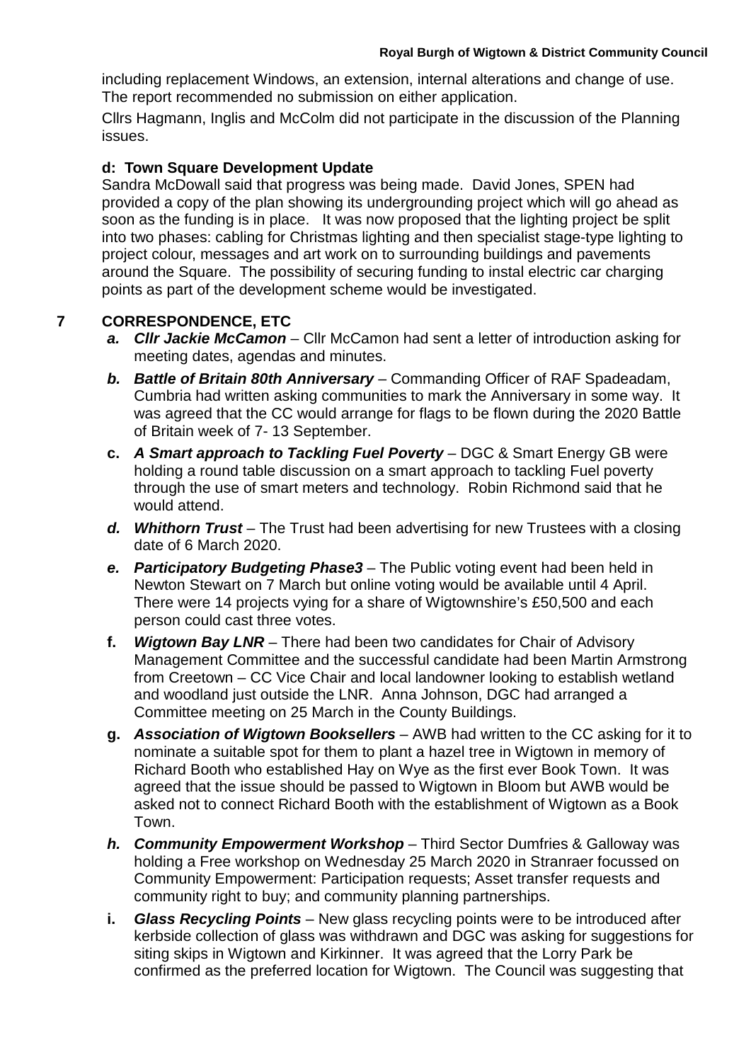including replacement Windows, an extension, internal alterations and change of use. The report recommended no submission on either application.

Cllrs Hagmann, Inglis and McColm did not participate in the discussion of the Planning issues.

**d: Town Square Development Update**

Sandra McDowall said that progress was being made. David Jones, SPEN had provided a copy of the plan showing its undergrounding project which will go ahead as soon as the funding is in place. It was now proposed that the lighting project be split into two phases: cabling for Christmas lighting and then specialist stage-type lighting to project colour, messages and art work on to surrounding buildings and pavements around the Square. The possibility of securing funding to instal electric car charging points as part of the development scheme would be investigated.

## 7 CORRESPONDENCE, ETC

- **a.** ***Cllr Jackie McCamon*** – Cllr McCamon had sent a letter of introduction asking for meeting dates, agendas and minutes.
- **b.** ***Battle of Britain 80th Anniversary*** – Commanding Officer of RAF Spadeadam, Cumbria had written asking communities to mark the Anniversary in some way. It was agreed that the CC would arrange for flags to be flown during the 2020 Battle of Britain week of 7- 13 September.
- **c.** ***A Smart approach to Tackling Fuel Poverty*** – DGC & Smart Energy GB were holding a round table discussion on a smart approach to tackling Fuel poverty through the use of smart meters and technology. Robin Richmond said that he would attend.
- **d.** ***Whithorn Trust*** – The Trust had been advertising for new Trustees with a closing date of 6 March 2020.
- **e.** ***Participatory Budgeting Phase3*** – The Public voting event had been held in Newton Stewart on 7 March but online voting would be available until 4 April. There were 14 projects vying for a share of Wigtownshire's £50,500 and each person could cast three votes.
- **f.** ***Wigtown Bay LNR*** – There had been two candidates for Chair of Advisory Management Committee and the successful candidate had been Martin Armstrong from Creetown – CC Vice Chair and local landowner looking to establish wetland and woodland just outside the LNR. Anna Johnson, DGC had arranged a Committee meeting on 25 March in the County Buildings.
- **g.** ***Association of Wigtown Booksellers*** – AWB had written to the CC asking for it to nominate a suitable spot for them to plant a hazel tree in Wigtown in memory of Richard Booth who established Hay on Wye as the first ever Book Town. It was agreed that the issue should be passed to Wigtown in Bloom but AWB would be asked not to connect Richard Booth with the establishment of Wigtown as a Book Town.
- **h.** ***Community Empowerment Workshop*** – Third Sector Dumfries & Galloway was holding a Free workshop on Wednesday 25 March 2020 in Stranraer focussed on Community Empowerment: Participation requests; Asset transfer requests and community right to buy; and community planning partnerships.
- **i.** ***Glass Recycling Points*** – New glass recycling points were to be introduced after kerbside collection of glass was withdrawn and DGC was asking for suggestions for siting skips in Wigtown and Kirkinner. It was agreed that the Lorry Park be confirmed as the preferred location for Wigtown. The Council was suggesting that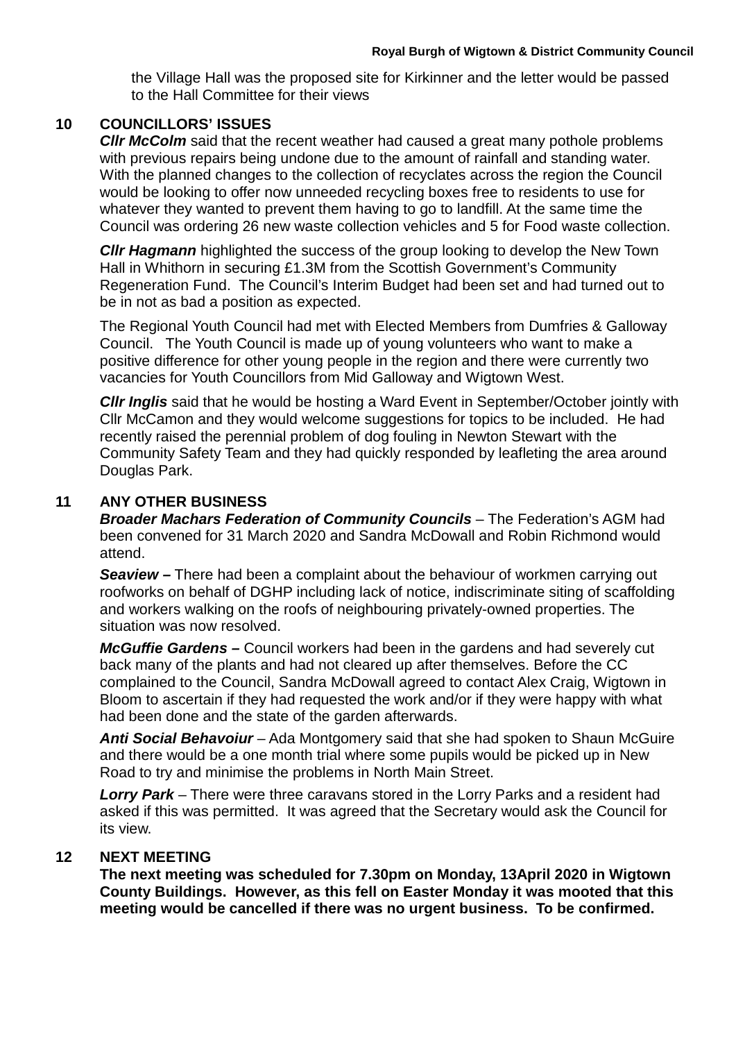the Village Hall was the proposed site for Kirkinner and the letter would be passed to the Hall Committee for their views

## 10 COUNCILLORS' ISSUES

***Cllr McColm*** said that the recent weather had caused a great many pothole problems with previous repairs being undone due to the amount of rainfall and standing water. With the planned changes to the collection of recyclates across the region the Council would be looking to offer now unneeded recycling boxes free to residents to use for whatever they wanted to prevent them having to go to landfill. At the same time the Council was ordering 26 new waste collection vehicles and 5 for Food waste collection.

***Cllr Hagmann*** highlighted the success of the group looking to develop the New Town Hall in Whithorn in securing £1.3M from the Scottish Government's Community Regeneration Fund. The Council's Interim Budget had been set and had turned out to be in not as bad a position as expected.

The Regional Youth Council had met with Elected Members from Dumfries & Galloway Council. The Youth Council is made up of young volunteers who want to make a positive difference for other young people in the region and there were currently two vacancies for Youth Councillors from Mid Galloway and Wigtown West.

***Cllr Inglis*** said that he would be hosting a Ward Event in September/October jointly with Cllr McCamon and they would welcome suggestions for topics to be included. He had recently raised the perennial problem of dog fouling in Newton Stewart with the Community Safety Team and they had quickly responded by leafleting the area around Douglas Park.

## 11 ANY OTHER BUSINESS

***Broader Machars Federation of Community Councils*** – The Federation's AGM had been convened for 31 March 2020 and Sandra McDowall and Robin Richmond would attend.

***Seaview –*** There had been a complaint about the behaviour of workmen carrying out roofworks on behalf of DGHP including lack of notice, indiscriminate siting of scaffolding and workers walking on the roofs of neighbouring privately-owned properties. The situation was now resolved.

***McGuffie Gardens –*** Council workers had been in the gardens and had severely cut back many of the plants and had not cleared up after themselves. Before the CC complained to the Council, Sandra McDowall agreed to contact Alex Craig, Wigtown in Bloom to ascertain if they had requested the work and/or if they were happy with what had been done and the state of the garden afterwards.

***Anti Social Behavoiur*** – Ada Montgomery said that she had spoken to Shaun McGuire and there would be a one month trial where some pupils would be picked up in New Road to try and minimise the problems in North Main Street.

***Lorry Park*** – There were three caravans stored in the Lorry Parks and a resident had asked if this was permitted. It was agreed that the Secretary would ask the Council for its view.

## 12 NEXT MEETING

**The next meeting was scheduled for 7.30pm on Monday, 13April 2020 in Wigtown County Buildings. However, as this fell on Easter Monday it was mooted that this meeting would be cancelled if there was no urgent business. To be confirmed.**